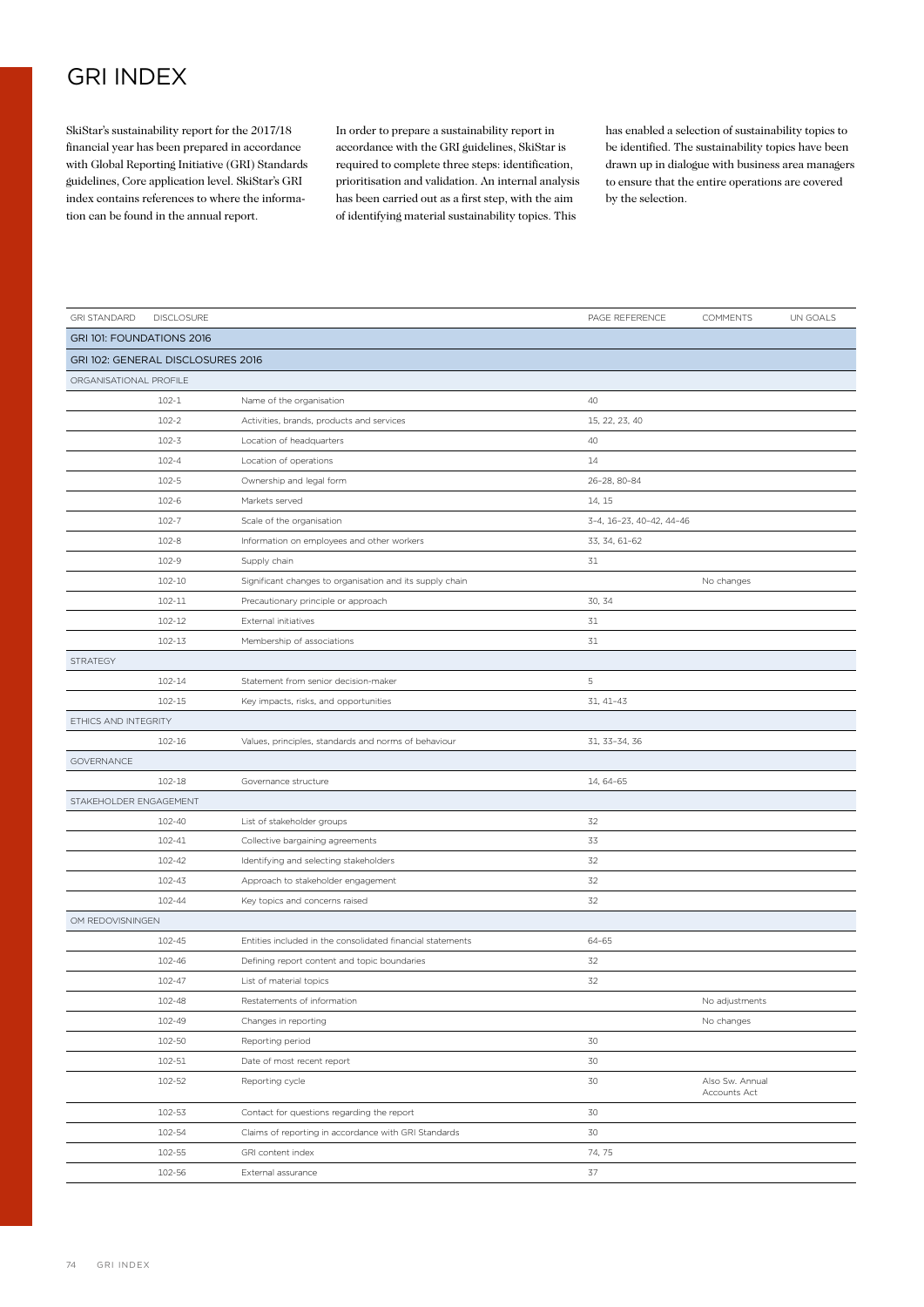# GRI INDEX

SkiStar's sustainability report for the 2017/18 financial year has been prepared in accordance with Global Reporting Initiative (GRI) Standards guidelines, Core application level. SkiStar's GRI index contains references to where the information can be found in the annual report.

In order to prepare a sustainability report in accordance with the GRI guidelines, SkiStar is required to complete three steps: identification, prioritisation and validation. An internal analysis has been carried out as a first step, with the aim of identifying material sustainability topics. This has enabled a selection of sustainability topics to be identified. The sustainability topics have been drawn up in dialogue with business area managers to ensure that the entire operations are covered by the selection.

| GRI STANDARD | DISCLOSURE | | PAGE REFERENCE | COMMENTS | UN GOALS |
|---|---|---|---|---|---|
| GRI 101: FOUNDATIONS 2016 | | | | | |
| GRI 102: GENERAL DISCLOSURES 2016 | | | | | |
| ORGANISATIONAL PROFILE | | | | | |
| | 102-1 | Name of the organisation | 40 | | |
| | 102-2 | Activities, brands, products and services | 15, 22, 23, 40 | | |
| | 102-3 | Location of headquarters | 40 | | |
| | 102-4 | Location of operations | 14 | | |
| | 102-5 | Ownership and legal form | 26–28, 80–84 | | |
| | 102-6 | Markets served | 14, 15 | | |
| | 102-7 | Scale of the organisation | 3–4, 16–23, 40–42, 44–46 | | |
| | 102-8 | Information on employees and other workers | 33, 34, 61–62 | | |
| | 102-9 | Supply chain | 31 | | |
| | 102-10 | Significant changes to organisation and its supply chain | | No changes | |
| | 102-11 | Precautionary principle or approach | 30, 34 | | |
| | 102-12 | External initiatives | 31 | | |
| | 102-13 | Membership of associations | 31 | | |
| STRATEGY | | | | | |
| | 102-14 | Statement from senior decision-maker | 5 | | |
| | 102-15 | Key impacts, risks, and opportunities | 31, 41–43 | | |
| ETHICS AND INTEGRITY | | | | | |
| | 102-16 | Values, principles, standards and norms of behaviour | 31, 33–34, 36 | | |
| GOVERNANCE | | | | | |
| | 102-18 | Governance structure | 14, 64–65 | | |
| STAKEHOLDER ENGAGEMENT | | | | | |
| | 102-40 | List of stakeholder groups | 32 | | |
| | 102-41 | Collective bargaining agreements | 33 | | |
| | 102-42 | Identifying and selecting stakeholders | 32 | | |
| | 102-43 | Approach to stakeholder engagement | 32 | | |
| | 102-44 | Key topics and concerns raised | 32 | | |
| OM REDOVISNINGEN | | | | | |
| | 102-45 | Entities included in the consolidated financial statements | 64–65 | | |
| | 102-46 | Defining report content and topic boundaries | 32 | | |
| | 102-47 | List of material topics | 32 | | |
| | 102-48 | Restatements of information | | No adjustments | |
| | 102-49 | Changes in reporting | | No changes | |
| | 102-50 | Reporting period | 30 | | |
| | 102-51 | Date of most recent report | 30 | | |
| | 102-52 | Reporting cycle | 30 | Also Sw. Annual Accounts Act | |
| | 102-53 | Contact for questions regarding the report | 30 | | |
| | 102-54 | Claims of reporting in accordance with GRI Standards | 30 | | |
| | 102-55 | GRI content index | 74, 75 | | |
| | 102-56 | External assurance | 37 | | |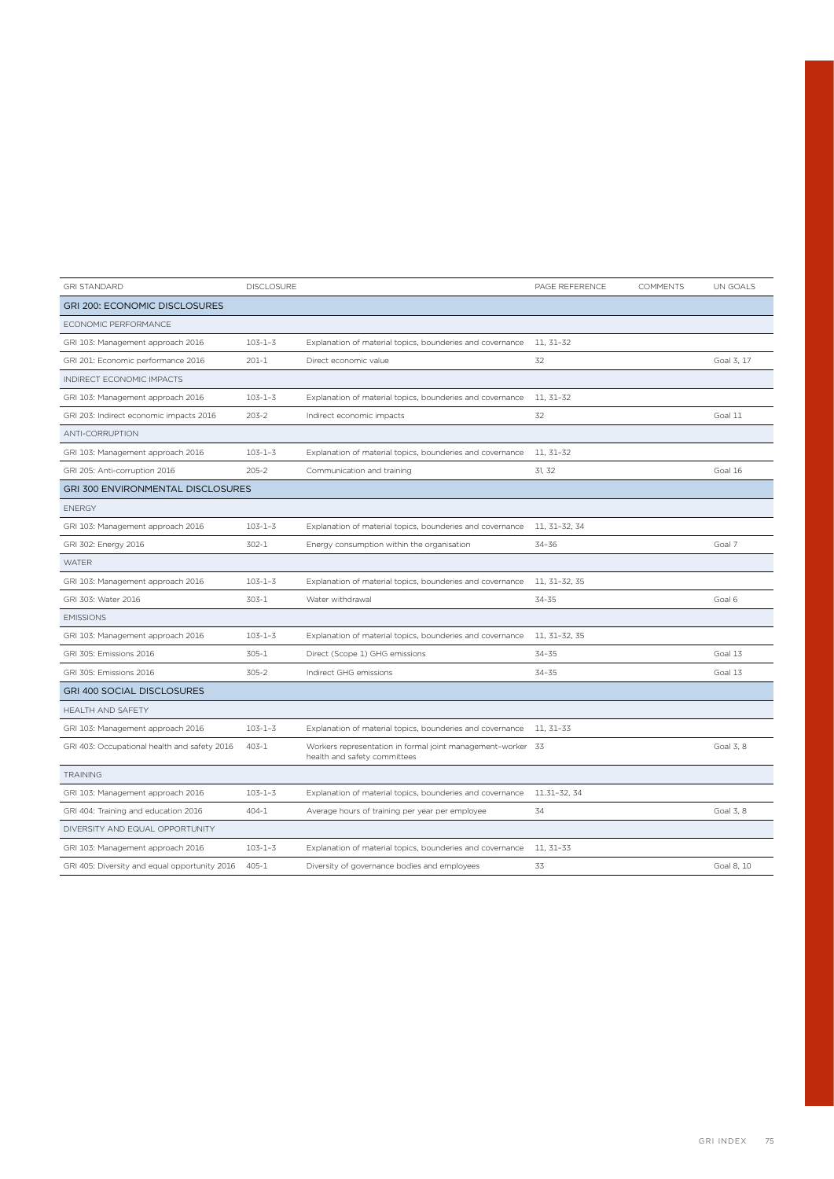| GRI STANDARD | DISCLOSURE | | PAGE REFERENCE | COMMENTS | UN GOALS |
|---|---|---|---|---|---|
| **GRI 200: ECONOMIC DISCLOSURES** | | | | | |
| ECONOMIC PERFORMANCE | | | | | |
| GRI 103: Management approach 2016 | 103-1–3 | Explanation of material topics, bounderies and covernance | 11, 31–32 | | |
| GRI 201: Economic performance 2016 | 201-1 | Direct economic value | 32 | | Goal 3, 17 |
| INDIRECT ECONOMIC IMPACTS | | | | | |
| GRI 103: Management approach 2016 | 103-1–3 | Explanation of material topics, bounderies and covernance | 11, 31–32 | | |
| GRI 203: Indirect economic impacts 2016 | 203-2 | Indirect economic impacts | 32 | | Goal 11 |
| ANTI-CORRUPTION | | | | | |
| GRI 103: Management approach 2016 | 103-1–3 | Explanation of material topics, bounderies and covernance | 11, 31–32 | | |
| GRI 205: Anti-corruption 2016 | 205-2 | Communication and training | 31, 32 | | Goal 16 |
| **GRI 300 ENVIRONMENTAL DISCLOSURES** | | | | | |
| ENERGY | | | | | |
| GRI 103: Management approach 2016 | 103-1–3 | Explanation of material topics, bounderies and covernance | 11, 31–32, 34 | | |
| GRI 302: Energy 2016 | 302-1 | Energy consumption within the organisation | 34–36 | | Goal 7 |
| WATER | | | | | |
| GRI 103: Management approach 2016 | 103-1–3 | Explanation of material topics, bounderies and covernance | 11, 31–32, 35 | | |
| GRI 303: Water 2016 | 303-1 | Water withdrawal | 34-35 | | Goal 6 |
| EMISSIONS | | | | | |
| GRI 103: Management approach 2016 | 103-1–3 | Explanation of material topics, bounderies and covernance | 11, 31–32, 35 | | |
| GRI 305: Emissions 2016 | 305-1 | Direct (Scope 1) GHG emissions | 34–35 | | Goal 13 |
| GRI 305: Emissions 2016 | 305-2 | Indirect GHG emissions | 34–35 | | Goal 13 |
| **GRI 400 SOCIAL DISCLOSURES** | | | | | |
| HEALTH AND SAFETY | | | | | |
| GRI 103: Management approach 2016 | 103-1–3 | Explanation of material topics, bounderies and covernance | 11, 31–33 | | |
| GRI 403: Occupational health and safety 2016 | 403-1 | Workers representation in formal joint management–worker health and safety committees | 33 | | Goal 3, 8 |
| TRAINING | | | | | |
| GRI 103: Management approach 2016 | 103-1–3 | Explanation of material topics, bounderies and covernance | 11.31–32, 34 | | |
| GRI 404: Training and education 2016 | 404-1 | Average hours of training per year per employee | 34 | | Goal 3, 8 |
| DIVERSITY AND EQUAL OPPORTUNITY | | | | | |
| GRI 103: Management approach 2016 | 103-1–3 | Explanation of material topics, bounderies and covernance | 11, 31–33 | | |
| GRI 405: Diversity and equal opportunity 2016 | 405-1 | Diversity of governance bodies and employees | 33 | | Goal 8, 10 |